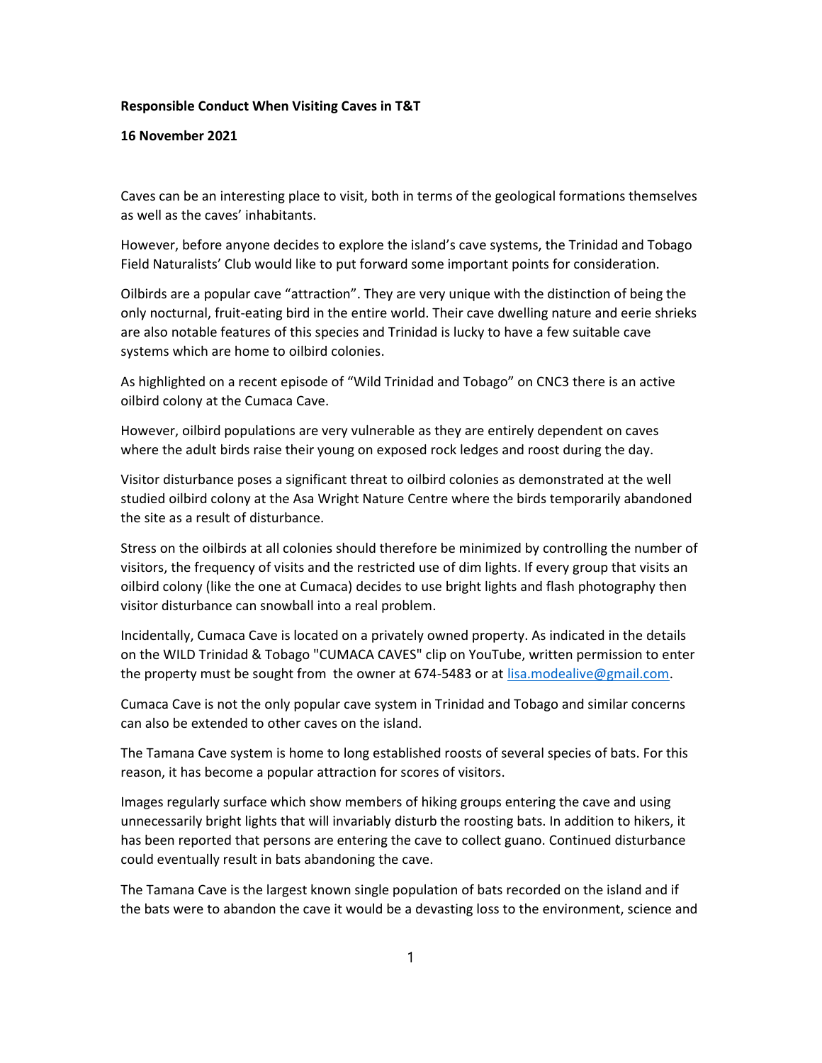**Responsible Conduct When Visiting Caves in T&T**

**16 November 2021**

Caves can be an interesting place to visit, both in terms of the geological formations themselves as well as the caves' inhabitants.

However, before anyone decides to explore the island's cave systems, the Trinidad and Tobago Field Naturalists' Club would like to put forward some important points for consideration.

Oilbirds are a popular cave "attraction". They are very unique with the distinction of being the only nocturnal, fruit-eating bird in the entire world. Their cave dwelling nature and eerie shrieks are also notable features of this species and Trinidad is lucky to have a few suitable cave systems which are home to oilbird colonies.

As highlighted on a recent episode of "Wild Trinidad and Tobago" on CNC3 there is an active oilbird colony at the Cumaca Cave.

However, oilbird populations are very vulnerable as they are entirely dependent on caves where the adult birds raise their young on exposed rock ledges and roost during the day.

Visitor disturbance poses a significant threat to oilbird colonies as demonstrated at the well studied oilbird colony at the Asa Wright Nature Centre where the birds temporarily abandoned the site as a result of disturbance.

Stress on the oilbirds at all colonies should therefore be minimized by controlling the number of visitors, the frequency of visits and the restricted use of dim lights. If every group that visits an oilbird colony (like the one at Cumaca) decides to use bright lights and flash photography then visitor disturbance can snowball into a real problem.

Incidentally, Cumaca Cave is located on a privately owned property. As indicated in the details on the WILD Trinidad & Tobago "CUMACA CAVES" clip on YouTube, written permission to enter the property must be sought from the owner at 674-5483 or at [lisa.modealive@gmail.com](mailto:lisa.modealive@gmail.com).

Cumaca Cave is not the only popular cave system in Trinidad and Tobago and similar concerns can also be extended to other caves on the island.

The Tamana Cave system is home to long established roosts of several species of bats. For this reason, it has become a popular attraction for scores of visitors.

Images regularly surface which show members of hiking groups entering the cave and using unnecessarily bright lights that will invariably disturb the roosting bats. In addition to hikers, it has been reported that persons are entering the cave to collect guano. Continued disturbance could eventually result in bats abandoning the cave.

The Tamana Cave is the largest known single population of bats recorded on the island and if the bats were to abandon the cave it would be a devasting loss to the environment, science and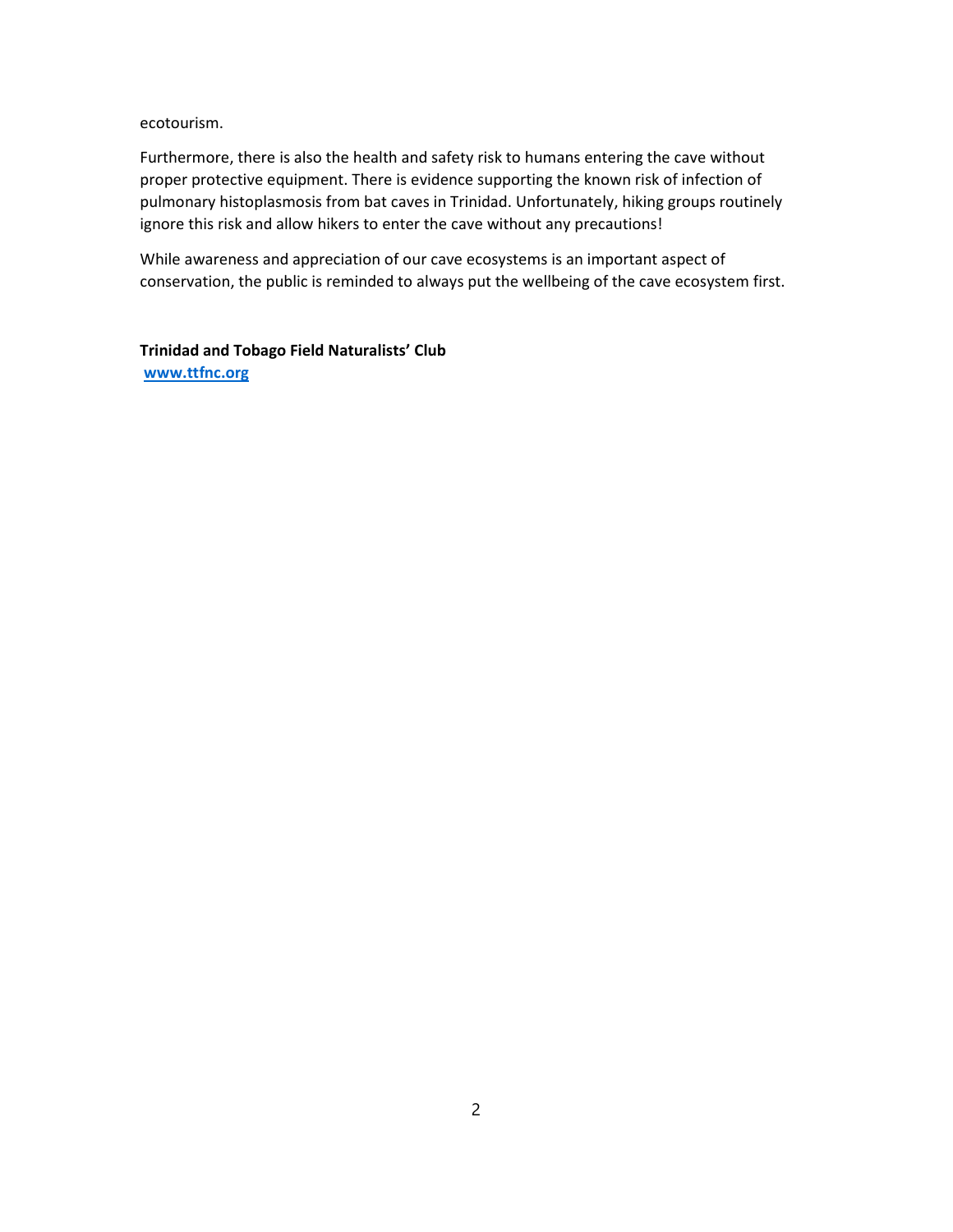ecotourism.

Furthermore, there is also the health and safety risk to humans entering the cave without proper protective equipment. There is evidence supporting the known risk of infection of pulmonary histoplasmosis from bat caves in Trinidad. Unfortunately, hiking groups routinely ignore this risk and allow hikers to enter the cave without any precautions!

While awareness and appreciation of our cave ecosystems is an important aspect of conservation, the public is reminded to always put the wellbeing of the cave ecosystem first.

**Trinidad and Tobago Field Naturalists' Club**
**[www.ttfnc.org](http://www.ttfnc.org)**